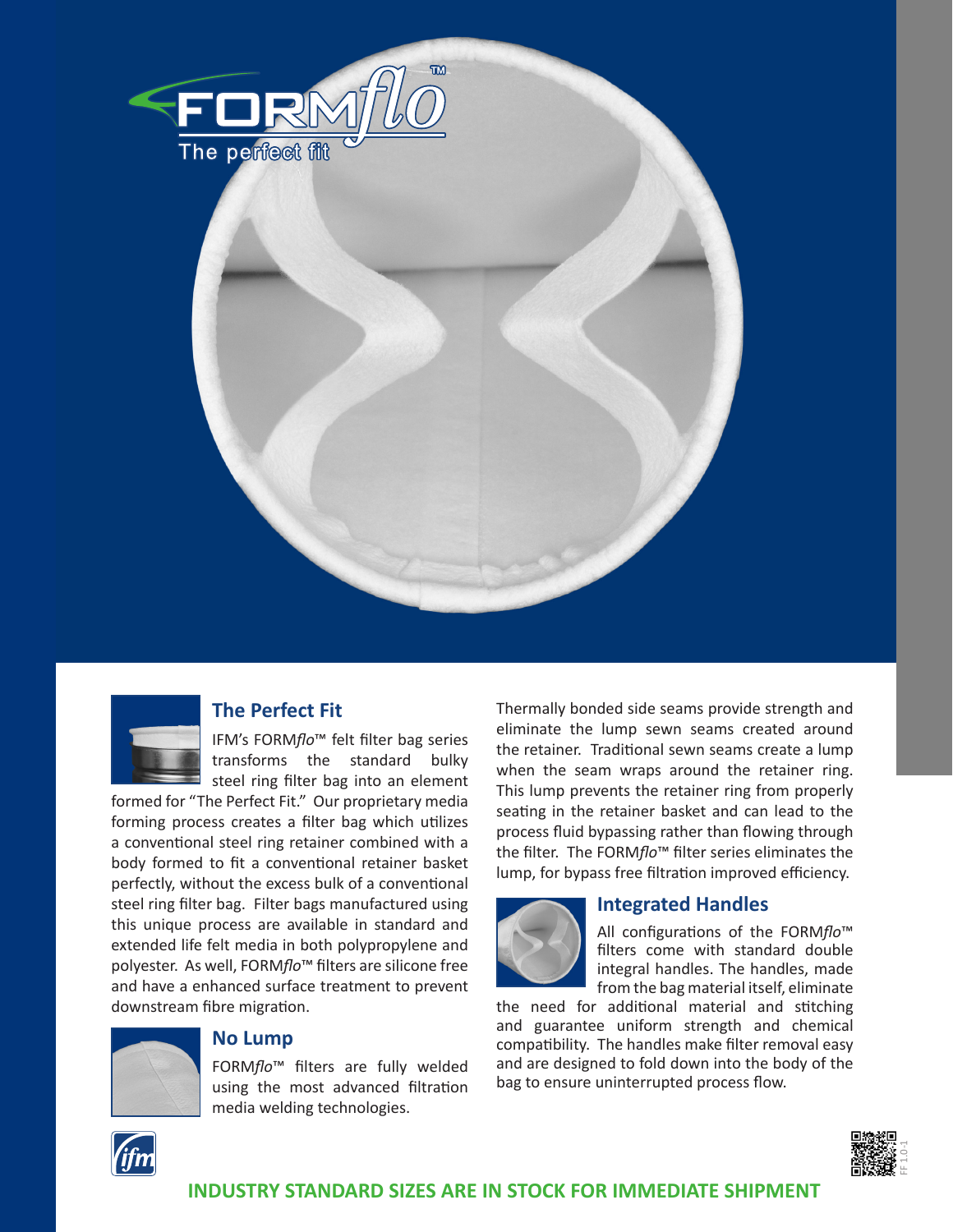# FORMflo™

The perfect fit

## The Perfect Fit

IFM's FORM*flo*™ felt filter bag series transforms the standard bulky steel ring filter bag into an element formed for "The Perfect Fit." Our proprietary media forming process creates a filter bag which utilizes a conventional steel ring retainer combined with a body formed to fit a conventional retainer basket perfectly, without the excess bulk of a conventional steel ring filter bag. Filter bags manufactured using this unique process are available in standard and extended life felt media in both polypropylene and polyester. As well, FORM*flo*™ filters are silicone free and have a enhanced surface treatment to prevent downstream fibre migration.

## No Lump

FORM*flo*™ filters are fully welded using the most advanced filtration media welding technologies. Thermally bonded side seams provide strength and eliminate the lump sewn seams created around the retainer. Traditional sewn seams create a lump when the seam wraps around the retainer ring. This lump prevents the retainer ring from properly seating in the retainer basket and can lead to the process fluid bypassing rather than flowing through the filter. The FORM*flo*™ filter series eliminates the lump, for bypass free filtration improved efficiency.

## Integrated Handles

All configurations of the FORM*flo*™ filters come with standard double integral handles. The handles, made from the bag material itself, eliminate the need for additional material and stitching and guarantee uniform strength and chemical compatibility. The handles make filter removal easy and are designed to fold down into the body of the bag to ensure uninterrupted process flow.

**INDUSTRY STANDARD SIZES ARE IN STOCK FOR IMMEDIATE SHIPMENT**

FF 1.0-1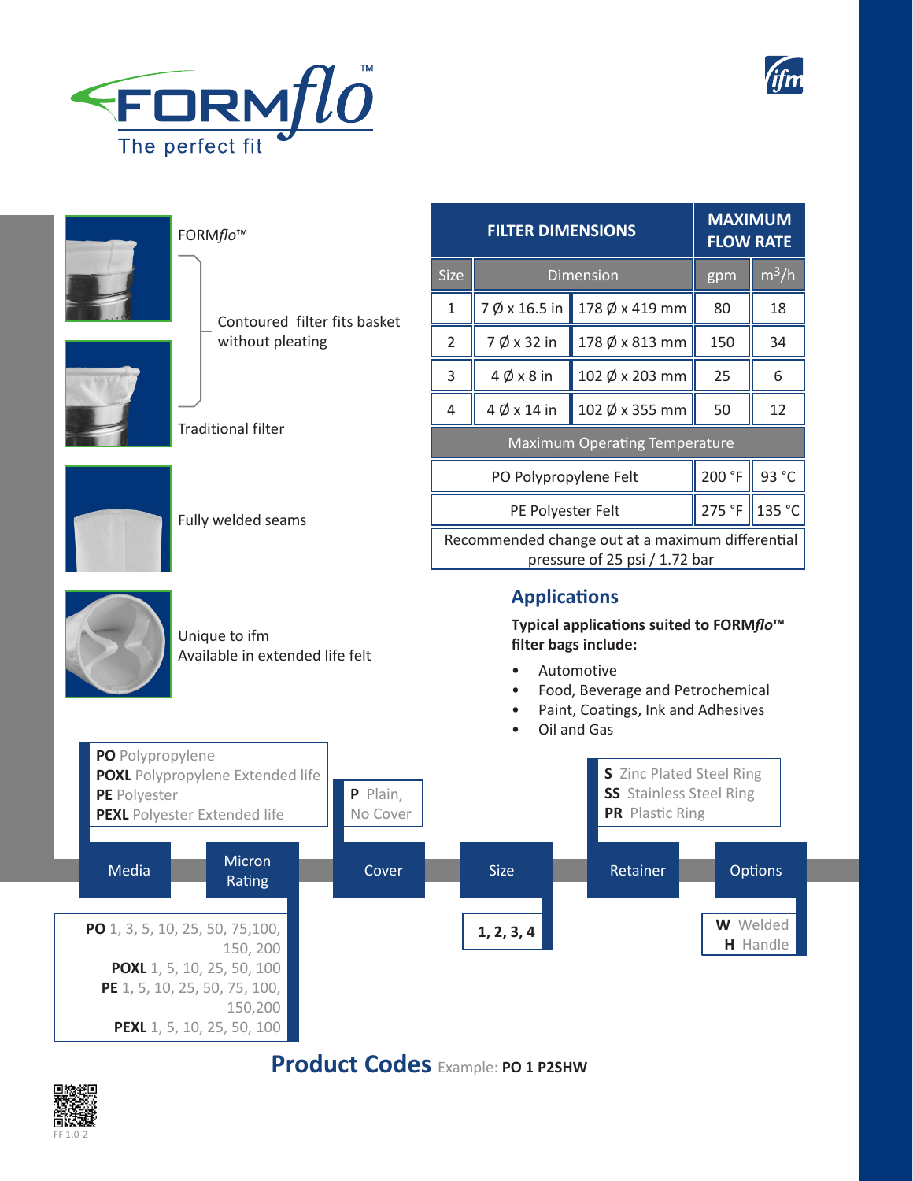FORM*flo*™
The perfect fit

FORM*flo*™

Contoured filter fits basket without pleating

Traditional filter

Fully welded seams

Unique to ifm
Available in extended life felt

| FILTER DIMENSIONS | | | MAXIMUM FLOW RATE | |
|---|---|---|---|---|
| Size | Dimension | | gpm | $m^3/h$ |
| 1 | 7 Ø x 16.5 in | 178 Ø x 419 mm | 80 | 18 |
| 2 | 7 Ø x 32 in | 178 Ø x 813 mm | 150 | 34 |
| 3 | 4 Ø x 8 in | 102 Ø x 203 mm | 25 | 6 |
| 4 | 4 Ø x 14 in | 102 Ø x 355 mm | 50 | 12 |
| Maximum Operating Temperature | | | | |
| PO Polypropylene Felt | | | 200 °F | 93 °C |
| PE Polyester Felt | | | 275 °F | 135 °C |
| Recommended change out at a maximum differential pressure of 25 psi / 1.72 bar | | | | |

## Applications

**Typical applications suited to FORM*flo*™ filter bags include:**

- Automotive
- Food, Beverage and Petrochemical
- Paint, Coatings, Ink and Adhesives
- Oil and Gas

## Product Codes

Example: **PO 1 P2SHW**

**Media**
- **PO** Polypropylene
- **POXL** Polypropylene Extended life
- **PE** Polyester
- **PEXL** Polyester Extended life

**Micron Rating**
- **PO** 1, 3, 5, 10, 25, 50, 75,100, 150, 200
- **POXL** 1, 5, 10, 25, 50, 100
- **PE** 1, 5, 10, 25, 50, 75, 100, 150,200
- **PEXL** 1, 5, 10, 25, 50, 100

**Cover**
- **P** Plain, No Cover

**Size**
- **1, 2, 3, 4**

**Retainer**
- **S** Zinc Plated Steel Ring
- **SS** Stainless Steel Ring
- **PR** Plastic Ring

**Options**
- **W** Welded
- **H** Handle

FF 1.0-2